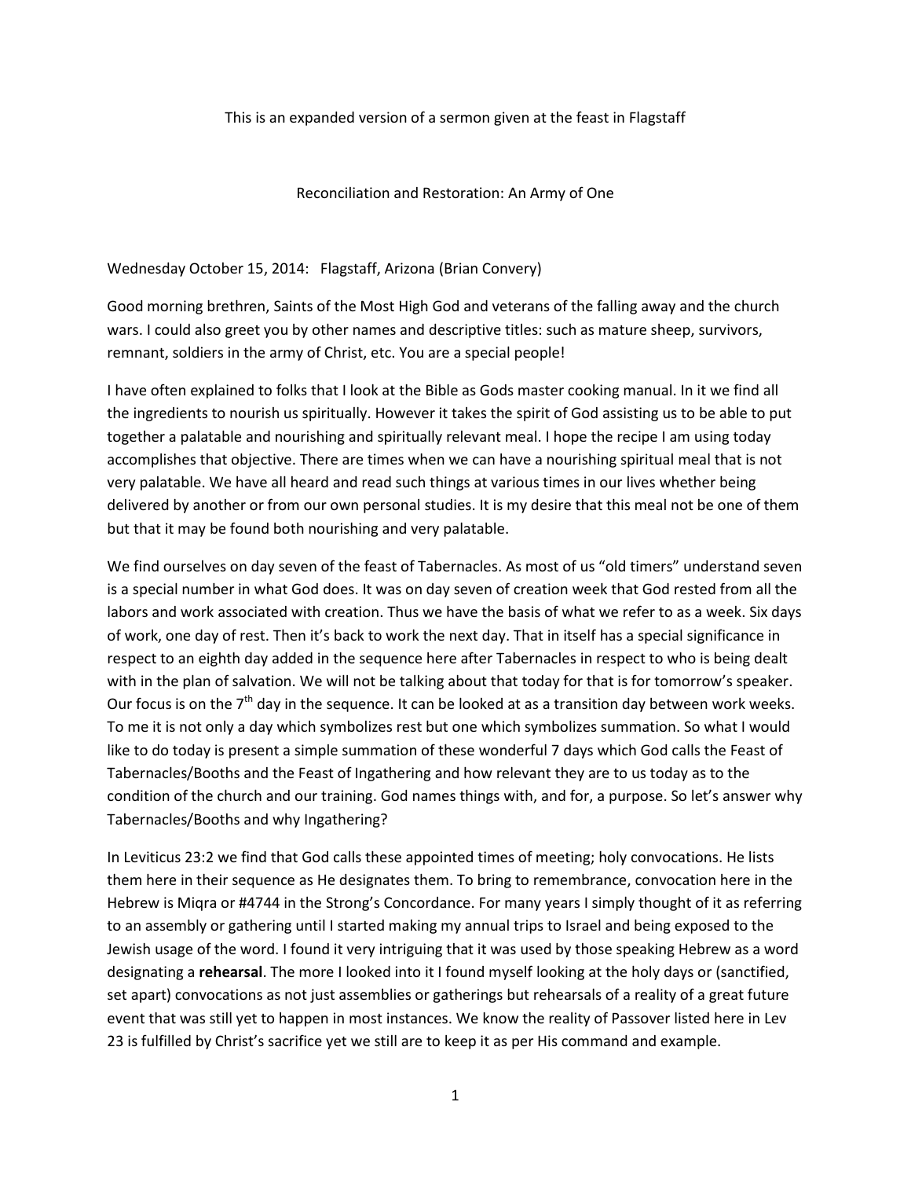This is an expanded version of a sermon given at the feast in Flagstaff

# Reconciliation and Restoration: An Army of One

Wednesday October 15, 2014: Flagstaff, Arizona (Brian Convery)

Good morning brethren, Saints of the Most High God and veterans of the falling away and the church wars. I could also greet you by other names and descriptive titles: such as mature sheep, survivors, remnant, soldiers in the army of Christ, etc. You are a special people!

I have often explained to folks that I look at the Bible as Gods master cooking manual. In it we find all the ingredients to nourish us spiritually. However it takes the spirit of God assisting us to be able to put together a palatable and nourishing and spiritually relevant meal. I hope the recipe I am using today accomplishes that objective. There are times when we can have a nourishing spiritual meal that is not very palatable. We have all heard and read such things at various times in our lives whether being delivered by another or from our own personal studies. It is my desire that this meal not be one of them but that it may be found both nourishing and very palatable.

We find ourselves on day seven of the feast of Tabernacles. As most of us "old timers" understand seven is a special number in what God does. It was on day seven of creation week that God rested from all the labors and work associated with creation. Thus we have the basis of what we refer to as a week. Six days of work, one day of rest. Then it's back to work the next day. That in itself has a special significance in respect to an eighth day added in the sequence here after Tabernacles in respect to who is being dealt with in the plan of salvation. We will not be talking about that today for that is for tomorrow's speaker. Our focus is on the 7th day in the sequence. It can be looked at as a transition day between work weeks. To me it is not only a day which symbolizes rest but one which symbolizes summation. So what I would like to do today is present a simple summation of these wonderful 7 days which God calls the Feast of Tabernacles/Booths and the Feast of Ingathering and how relevant they are to us today as to the condition of the church and our training. God names things with, and for, a purpose. So let's answer why Tabernacles/Booths and why Ingathering?

In Leviticus 23:2 we find that God calls these appointed times of meeting; holy convocations. He lists them here in their sequence as He designates them. To bring to remembrance, convocation here in the Hebrew is Miqra or #4744 in the Strong's Concordance. For many years I simply thought of it as referring to an assembly or gathering until I started making my annual trips to Israel and being exposed to the Jewish usage of the word. I found it very intriguing that it was used by those speaking Hebrew as a word designating a **rehearsal**. The more I looked into it I found myself looking at the holy days or (sanctified, set apart) convocations as not just assemblies or gatherings but rehearsals of a reality of a great future event that was still yet to happen in most instances. We know the reality of Passover listed here in Lev 23 is fulfilled by Christ's sacrifice yet we still are to keep it as per His command and example.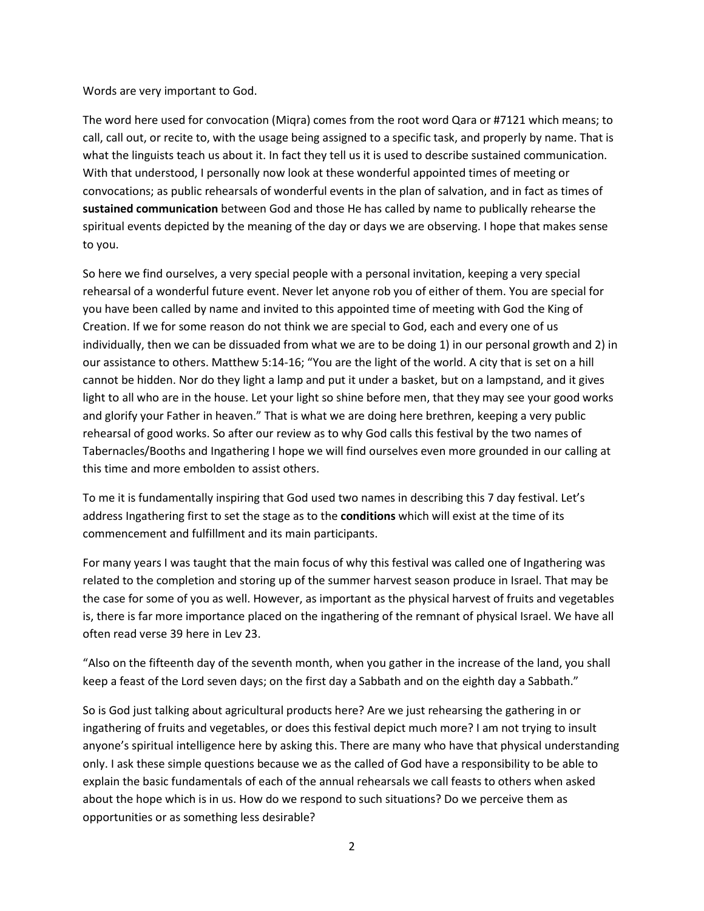Words are very important to God.

The word here used for convocation (Miqra) comes from the root word Qara or #7121 which means; to call, call out, or recite to, with the usage being assigned to a specific task, and properly by name. That is what the linguists teach us about it. In fact they tell us it is used to describe sustained communication. With that understood, I personally now look at these wonderful appointed times of meeting or convocations; as public rehearsals of wonderful events in the plan of salvation, and in fact as times of **sustained communication** between God and those He has called by name to publically rehearse the spiritual events depicted by the meaning of the day or days we are observing. I hope that makes sense to you.

So here we find ourselves, a very special people with a personal invitation, keeping a very special rehearsal of a wonderful future event. Never let anyone rob you of either of them. You are special for you have been called by name and invited to this appointed time of meeting with God the King of Creation. If we for some reason do not think we are special to God, each and every one of us individually, then we can be dissuaded from what we are to be doing 1) in our personal growth and 2) in our assistance to others. Matthew 5:14-16; "You are the light of the world. A city that is set on a hill cannot be hidden. Nor do they light a lamp and put it under a basket, but on a lampstand, and it gives light to all who are in the house. Let your light so shine before men, that they may see your good works and glorify your Father in heaven." That is what we are doing here brethren, keeping a very public rehearsal of good works. So after our review as to why God calls this festival by the two names of Tabernacles/Booths and Ingathering I hope we will find ourselves even more grounded in our calling at this time and more embolden to assist others.

To me it is fundamentally inspiring that God used two names in describing this 7 day festival. Let's address Ingathering first to set the stage as to the **conditions** which will exist at the time of its commencement and fulfillment and its main participants.

For many years I was taught that the main focus of why this festival was called one of Ingathering was related to the completion and storing up of the summer harvest season produce in Israel. That may be the case for some of you as well. However, as important as the physical harvest of fruits and vegetables is, there is far more importance placed on the ingathering of the remnant of physical Israel. We have all often read verse 39 here in Lev 23.

"Also on the fifteenth day of the seventh month, when you gather in the increase of the land, you shall keep a feast of the Lord seven days; on the first day a Sabbath and on the eighth day a Sabbath."

So is God just talking about agricultural products here? Are we just rehearsing the gathering in or ingathering of fruits and vegetables, or does this festival depict much more? I am not trying to insult anyone's spiritual intelligence here by asking this. There are many who have that physical understanding only. I ask these simple questions because we as the called of God have a responsibility to be able to explain the basic fundamentals of each of the annual rehearsals we call feasts to others when asked about the hope which is in us. How do we respond to such situations? Do we perceive them as opportunities or as something less desirable?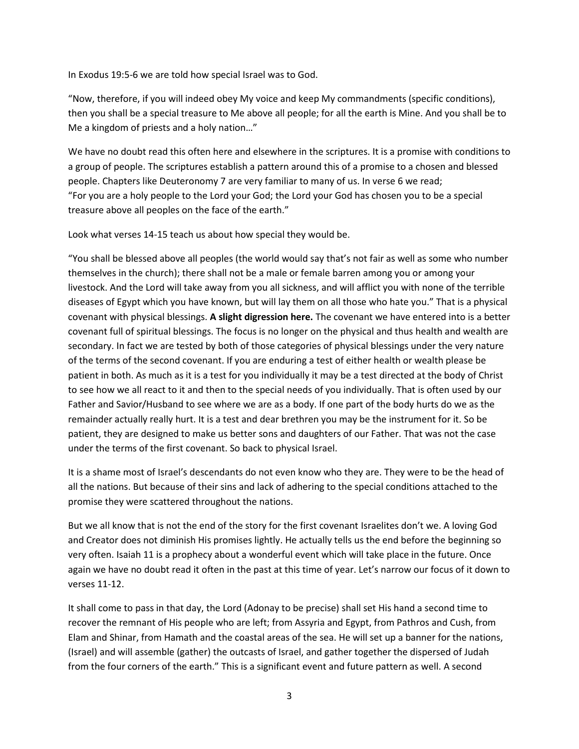In Exodus 19:5-6 we are told how special Israel was to God.

"Now, therefore, if you will indeed obey My voice and keep My commandments (specific conditions), then you shall be a special treasure to Me above all people; for all the earth is Mine. And you shall be to Me a kingdom of priests and a holy nation…"

We have no doubt read this often here and elsewhere in the scriptures. It is a promise with conditions to a group of people. The scriptures establish a pattern around this of a promise to a chosen and blessed people. Chapters like Deuteronomy 7 are very familiar to many of us. In verse 6 we read;
"For you are a holy people to the Lord your God; the Lord your God has chosen you to be a special treasure above all peoples on the face of the earth."

Look what verses 14-15 teach us about how special they would be.

"You shall be blessed above all peoples (the world would say that's not fair as well as some who number themselves in the church); there shall not be a male or female barren among you or among your livestock. And the Lord will take away from you all sickness, and will afflict you with none of the terrible diseases of Egypt which you have known, but will lay them on all those who hate you." That is a physical covenant with physical blessings. **A slight digression here.** The covenant we have entered into is a better covenant full of spiritual blessings. The focus is no longer on the physical and thus health and wealth are secondary. In fact we are tested by both of those categories of physical blessings under the very nature of the terms of the second covenant. If you are enduring a test of either health or wealth please be patient in both. As much as it is a test for you individually it may be a test directed at the body of Christ to see how we all react to it and then to the special needs of you individually. That is often used by our Father and Savior/Husband to see where we are as a body. If one part of the body hurts do we as the remainder actually really hurt. It is a test and dear brethren you may be the instrument for it. So be patient, they are designed to make us better sons and daughters of our Father. That was not the case under the terms of the first covenant. So back to physical Israel.

It is a shame most of Israel's descendants do not even know who they are. They were to be the head of all the nations. But because of their sins and lack of adhering to the special conditions attached to the promise they were scattered throughout the nations.

But we all know that is not the end of the story for the first covenant Israelites don't we. A loving God and Creator does not diminish His promises lightly. He actually tells us the end before the beginning so very often. Isaiah 11 is a prophecy about a wonderful event which will take place in the future. Once again we have no doubt read it often in the past at this time of year. Let's narrow our focus of it down to verses 11-12.

It shall come to pass in that day, the Lord (Adonay to be precise) shall set His hand a second time to recover the remnant of His people who are left; from Assyria and Egypt, from Pathros and Cush, from Elam and Shinar, from Hamath and the coastal areas of the sea. He will set up a banner for the nations, (Israel) and will assemble (gather) the outcasts of Israel, and gather together the dispersed of Judah from the four corners of the earth." This is a significant event and future pattern as well. A second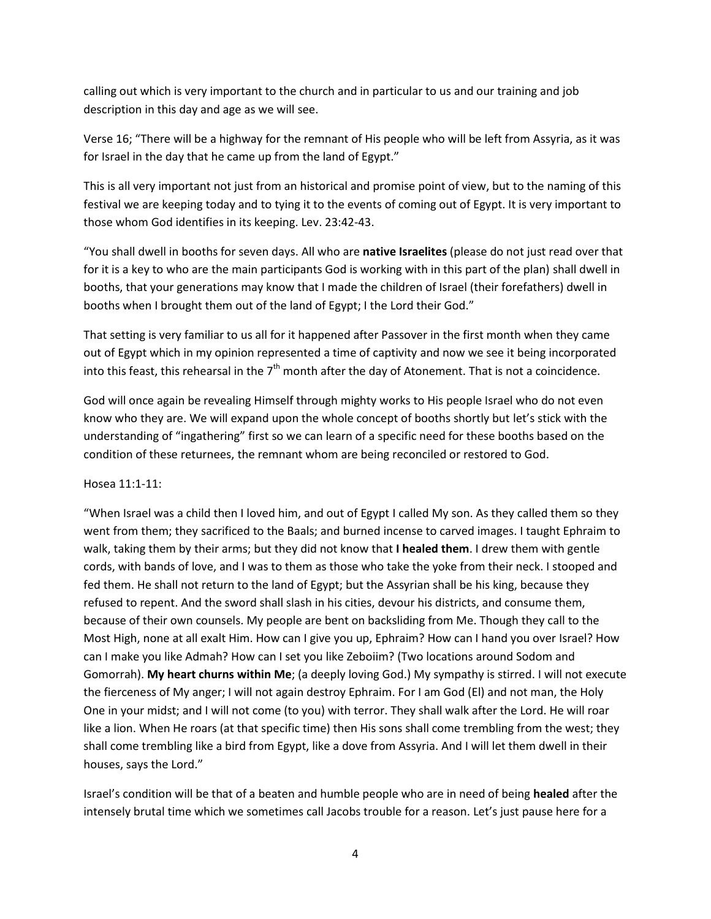calling out which is very important to the church and in particular to us and our training and job description in this day and age as we will see.

Verse 16; "There will be a highway for the remnant of His people who will be left from Assyria, as it was for Israel in the day that he came up from the land of Egypt."

This is all very important not just from an historical and promise point of view, but to the naming of this festival we are keeping today and to tying it to the events of coming out of Egypt. It is very important to those whom God identifies in its keeping. Lev. 23:42-43.

"You shall dwell in booths for seven days. All who are **native Israelites** (please do not just read over that for it is a key to who are the main participants God is working with in this part of the plan) shall dwell in booths, that your generations may know that I made the children of Israel (their forefathers) dwell in booths when I brought them out of the land of Egypt; I the Lord their God."

That setting is very familiar to us all for it happened after Passover in the first month when they came out of Egypt which in my opinion represented a time of captivity and now we see it being incorporated into this feast, this rehearsal in the 7th month after the day of Atonement. That is not a coincidence.

God will once again be revealing Himself through mighty works to His people Israel who do not even know who they are. We will expand upon the whole concept of booths shortly but let's stick with the understanding of "ingathering" first so we can learn of a specific need for these booths based on the condition of these returnees, the remnant whom are being reconciled or restored to God.

Hosea 11:1-11:

"When Israel was a child then I loved him, and out of Egypt I called My son. As they called them so they went from them; they sacrificed to the Baals; and burned incense to carved images. I taught Ephraim to walk, taking them by their arms; but they did not know that **I healed them**. I drew them with gentle cords, with bands of love, and I was to them as those who take the yoke from their neck. I stooped and fed them. He shall not return to the land of Egypt; but the Assyrian shall be his king, because they refused to repent. And the sword shall slash in his cities, devour his districts, and consume them, because of their own counsels. My people are bent on backsliding from Me. Though they call to the Most High, none at all exalt Him. How can I give you up, Ephraim? How can I hand you over Israel? How can I make you like Admah? How can I set you like Zeboiim? (Two locations around Sodom and Gomorrah). **My heart churns within Me**; (a deeply loving God.) My sympathy is stirred. I will not execute the fierceness of My anger; I will not again destroy Ephraim. For I am God (El) and not man, the Holy One in your midst; and I will not come (to you) with terror. They shall walk after the Lord. He will roar like a lion. When He roars (at that specific time) then His sons shall come trembling from the west; they shall come trembling like a bird from Egypt, like a dove from Assyria. And I will let them dwell in their houses, says the Lord."

Israel's condition will be that of a beaten and humble people who are in need of being **healed** after the intensely brutal time which we sometimes call Jacobs trouble for a reason. Let's just pause here for a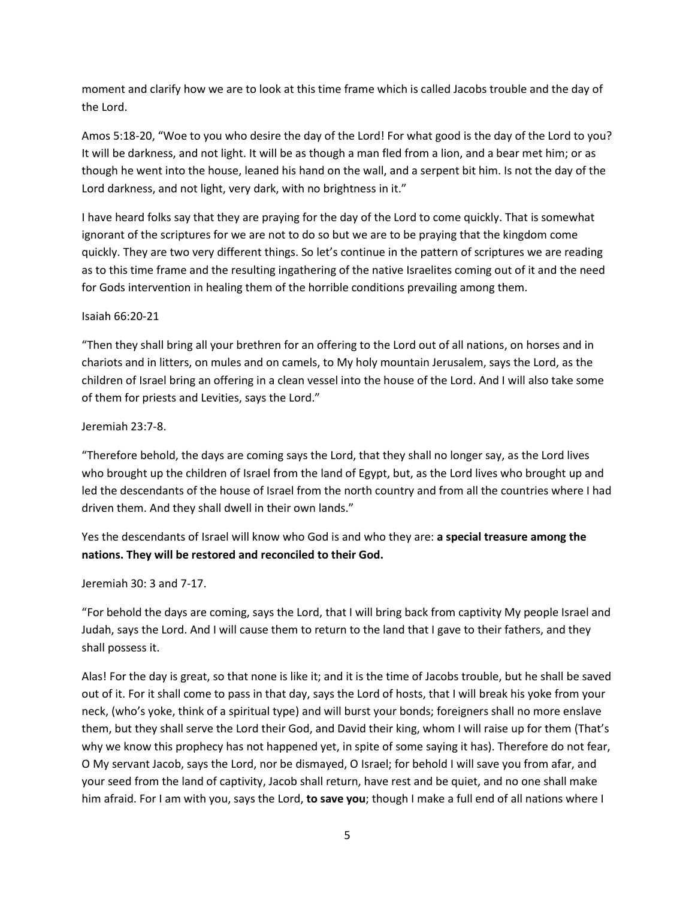moment and clarify how we are to look at this time frame which is called Jacobs trouble and the day of the Lord.

Amos 5:18-20, "Woe to you who desire the day of the Lord! For what good is the day of the Lord to you? It will be darkness, and not light. It will be as though a man fled from a lion, and a bear met him; or as though he went into the house, leaned his hand on the wall, and a serpent bit him. Is not the day of the Lord darkness, and not light, very dark, with no brightness in it."

I have heard folks say that they are praying for the day of the Lord to come quickly. That is somewhat ignorant of the scriptures for we are not to do so but we are to be praying that the kingdom come quickly. They are two very different things. So let's continue in the pattern of scriptures we are reading as to this time frame and the resulting ingathering of the native Israelites coming out of it and the need for Gods intervention in healing them of the horrible conditions prevailing among them.

Isaiah 66:20-21

"Then they shall bring all your brethren for an offering to the Lord out of all nations, on horses and in chariots and in litters, on mules and on camels, to My holy mountain Jerusalem, says the Lord, as the children of Israel bring an offering in a clean vessel into the house of the Lord. And I will also take some of them for priests and Levities, says the Lord."

Jeremiah 23:7-8.

"Therefore behold, the days are coming says the Lord, that they shall no longer say, as the Lord lives who brought up the children of Israel from the land of Egypt, but, as the Lord lives who brought up and led the descendants of the house of Israel from the north country and from all the countries where I had driven them. And they shall dwell in their own lands."

Yes the descendants of Israel will know who God is and who they are: **a special treasure among the nations. They will be restored and reconciled to their God.**

Jeremiah 30: 3 and 7-17.

"For behold the days are coming, says the Lord, that I will bring back from captivity My people Israel and Judah, says the Lord. And I will cause them to return to the land that I gave to their fathers, and they shall possess it.

Alas! For the day is great, so that none is like it; and it is the time of Jacobs trouble, but he shall be saved out of it. For it shall come to pass in that day, says the Lord of hosts, that I will break his yoke from your neck, (who's yoke, think of a spiritual type) and will burst your bonds; foreigners shall no more enslave them, but they shall serve the Lord their God, and David their king, whom I will raise up for them (That's why we know this prophecy has not happened yet, in spite of some saying it has). Therefore do not fear, O My servant Jacob, says the Lord, nor be dismayed, O Israel; for behold I will save you from afar, and your seed from the land of captivity, Jacob shall return, have rest and be quiet, and no one shall make him afraid. For I am with you, says the Lord, **to save you**; though I make a full end of all nations where I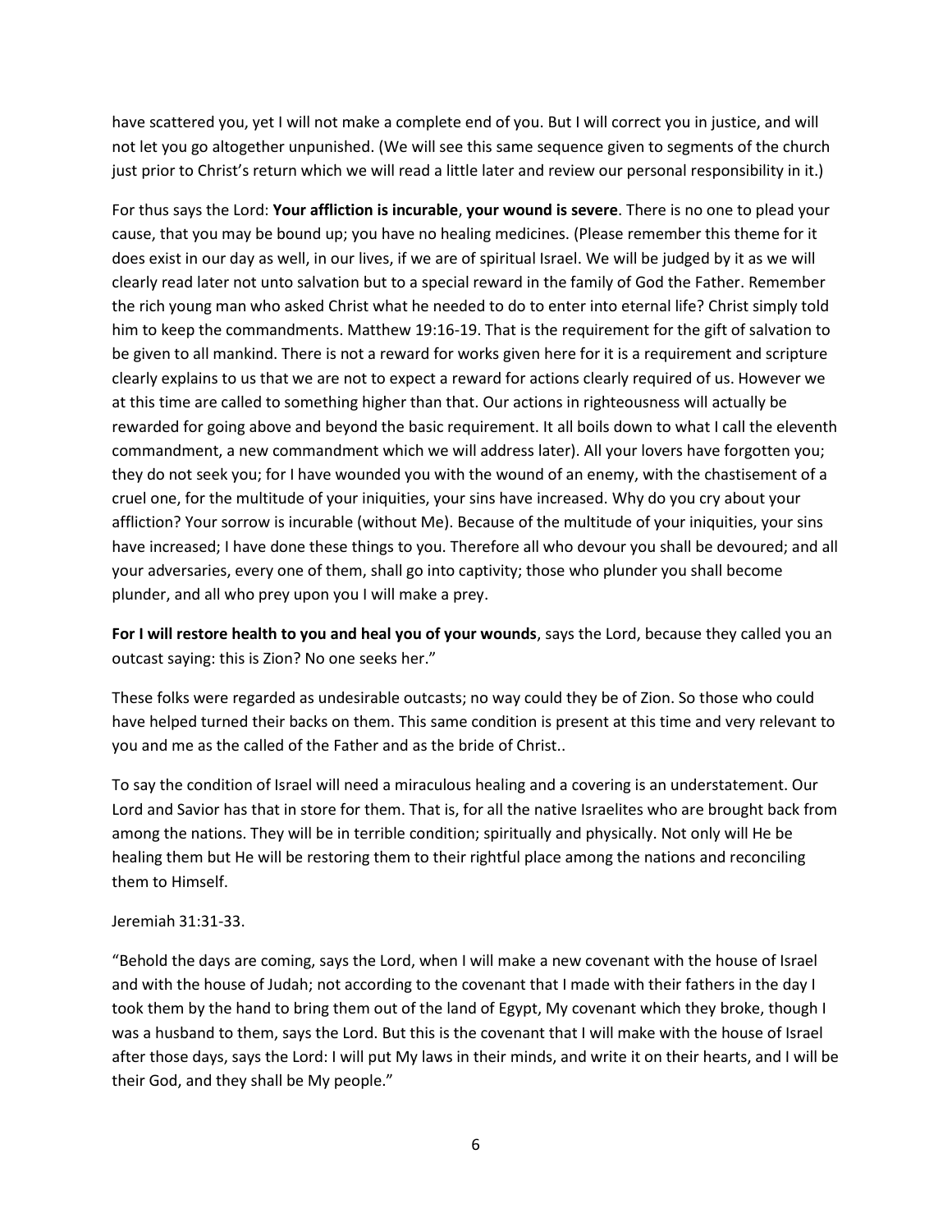have scattered you, yet I will not make a complete end of you. But I will correct you in justice, and will not let you go altogether unpunished. (We will see this same sequence given to segments of the church just prior to Christ's return which we will read a little later and review our personal responsibility in it.)

For thus says the Lord: **Your affliction is incurable**, **your wound is severe**. There is no one to plead your cause, that you may be bound up; you have no healing medicines. (Please remember this theme for it does exist in our day as well, in our lives, if we are of spiritual Israel. We will be judged by it as we will clearly read later not unto salvation but to a special reward in the family of God the Father. Remember the rich young man who asked Christ what he needed to do to enter into eternal life? Christ simply told him to keep the commandments. Matthew 19:16-19. That is the requirement for the gift of salvation to be given to all mankind. There is not a reward for works given here for it is a requirement and scripture clearly explains to us that we are not to expect a reward for actions clearly required of us. However we at this time are called to something higher than that. Our actions in righteousness will actually be rewarded for going above and beyond the basic requirement. It all boils down to what I call the eleventh commandment, a new commandment which we will address later). All your lovers have forgotten you; they do not seek you; for I have wounded you with the wound of an enemy, with the chastisement of a cruel one, for the multitude of your iniquities, your sins have increased. Why do you cry about your affliction? Your sorrow is incurable (without Me). Because of the multitude of your iniquities, your sins have increased; I have done these things to you. Therefore all who devour you shall be devoured; and all your adversaries, every one of them, shall go into captivity; those who plunder you shall become plunder, and all who prey upon you I will make a prey.

**For I will restore health to you and heal you of your wounds**, says the Lord, because they called you an outcast saying: this is Zion? No one seeks her."

These folks were regarded as undesirable outcasts; no way could they be of Zion. So those who could have helped turned their backs on them. This same condition is present at this time and very relevant to you and me as the called of the Father and as the bride of Christ..

To say the condition of Israel will need a miraculous healing and a covering is an understatement. Our Lord and Savior has that in store for them. That is, for all the native Israelites who are brought back from among the nations. They will be in terrible condition; spiritually and physically. Not only will He be healing them but He will be restoring them to their rightful place among the nations and reconciling them to Himself.

Jeremiah 31:31-33.

"Behold the days are coming, says the Lord, when I will make a new covenant with the house of Israel and with the house of Judah; not according to the covenant that I made with their fathers in the day I took them by the hand to bring them out of the land of Egypt, My covenant which they broke, though I was a husband to them, says the Lord. But this is the covenant that I will make with the house of Israel after those days, says the Lord: I will put My laws in their minds, and write it on their hearts, and I will be their God, and they shall be My people."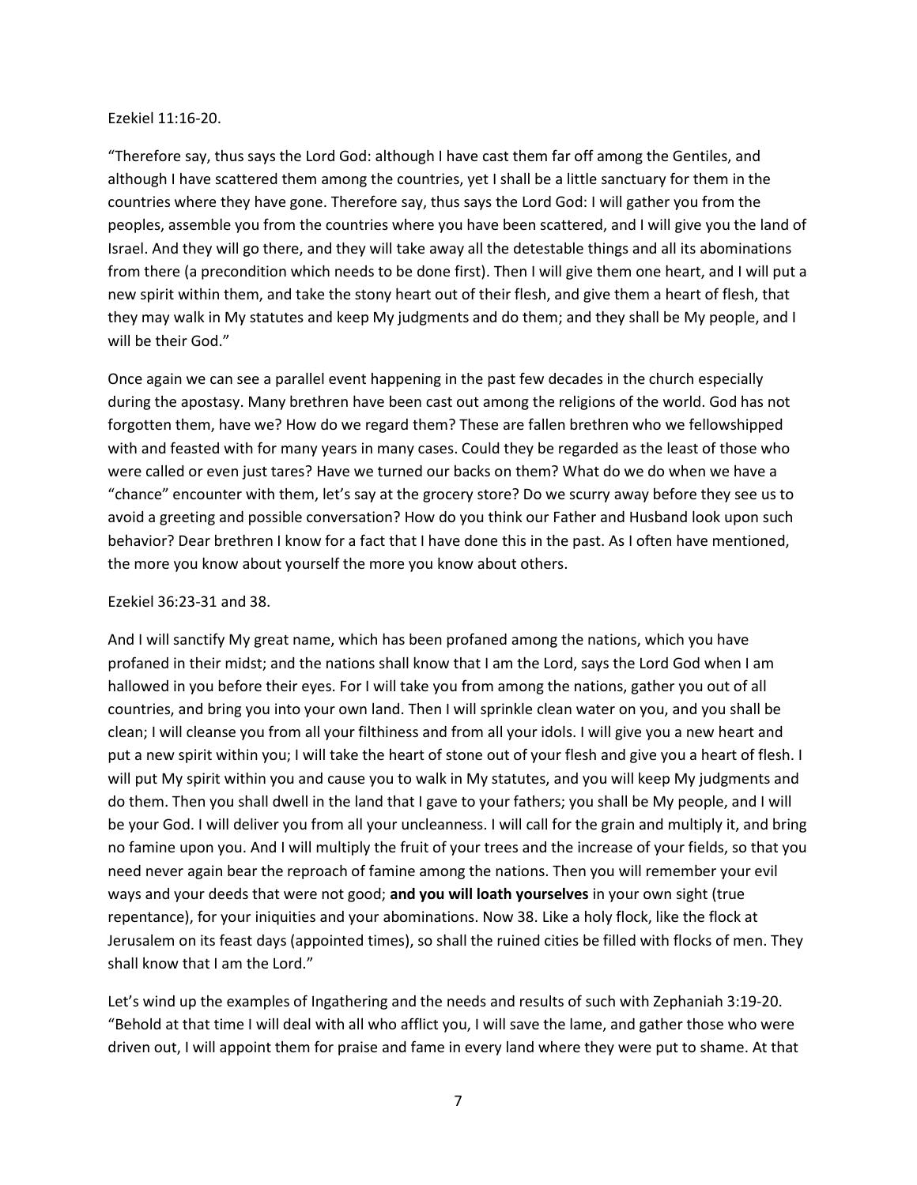Ezekiel 11:16-20.

"Therefore say, thus says the Lord God: although I have cast them far off among the Gentiles, and although I have scattered them among the countries, yet I shall be a little sanctuary for them in the countries where they have gone. Therefore say, thus says the Lord God: I will gather you from the peoples, assemble you from the countries where you have been scattered, and I will give you the land of Israel. And they will go there, and they will take away all the detestable things and all its abominations from there (a precondition which needs to be done first). Then I will give them one heart, and I will put a new spirit within them, and take the stony heart out of their flesh, and give them a heart of flesh, that they may walk in My statutes and keep My judgments and do them; and they shall be My people, and I will be their God."

Once again we can see a parallel event happening in the past few decades in the church especially during the apostasy. Many brethren have been cast out among the religions of the world. God has not forgotten them, have we? How do we regard them? These are fallen brethren who we fellowshipped with and feasted with for many years in many cases. Could they be regarded as the least of those who were called or even just tares? Have we turned our backs on them? What do we do when we have a "chance" encounter with them, let's say at the grocery store? Do we scurry away before they see us to avoid a greeting and possible conversation? How do you think our Father and Husband look upon such behavior? Dear brethren I know for a fact that I have done this in the past. As I often have mentioned, the more you know about yourself the more you know about others.

Ezekiel 36:23-31 and 38.

And I will sanctify My great name, which has been profaned among the nations, which you have profaned in their midst; and the nations shall know that I am the Lord, says the Lord God when I am hallowed in you before their eyes. For I will take you from among the nations, gather you out of all countries, and bring you into your own land. Then I will sprinkle clean water on you, and you shall be clean; I will cleanse you from all your filthiness and from all your idols. I will give you a new heart and put a new spirit within you; I will take the heart of stone out of your flesh and give you a heart of flesh. I will put My spirit within you and cause you to walk in My statutes, and you will keep My judgments and do them. Then you shall dwell in the land that I gave to your fathers; you shall be My people, and I will be your God. I will deliver you from all your uncleanness. I will call for the grain and multiply it, and bring no famine upon you. And I will multiply the fruit of your trees and the increase of your fields, so that you need never again bear the reproach of famine among the nations. Then you will remember your evil ways and your deeds that were not good; **and you will loath yourselves** in your own sight (true repentance), for your iniquities and your abominations. Now 38. Like a holy flock, like the flock at Jerusalem on its feast days (appointed times), so shall the ruined cities be filled with flocks of men. They shall know that I am the Lord."

Let's wind up the examples of Ingathering and the needs and results of such with Zephaniah 3:19-20. "Behold at that time I will deal with all who afflict you, I will save the lame, and gather those who were driven out, I will appoint them for praise and fame in every land where they were put to shame. At that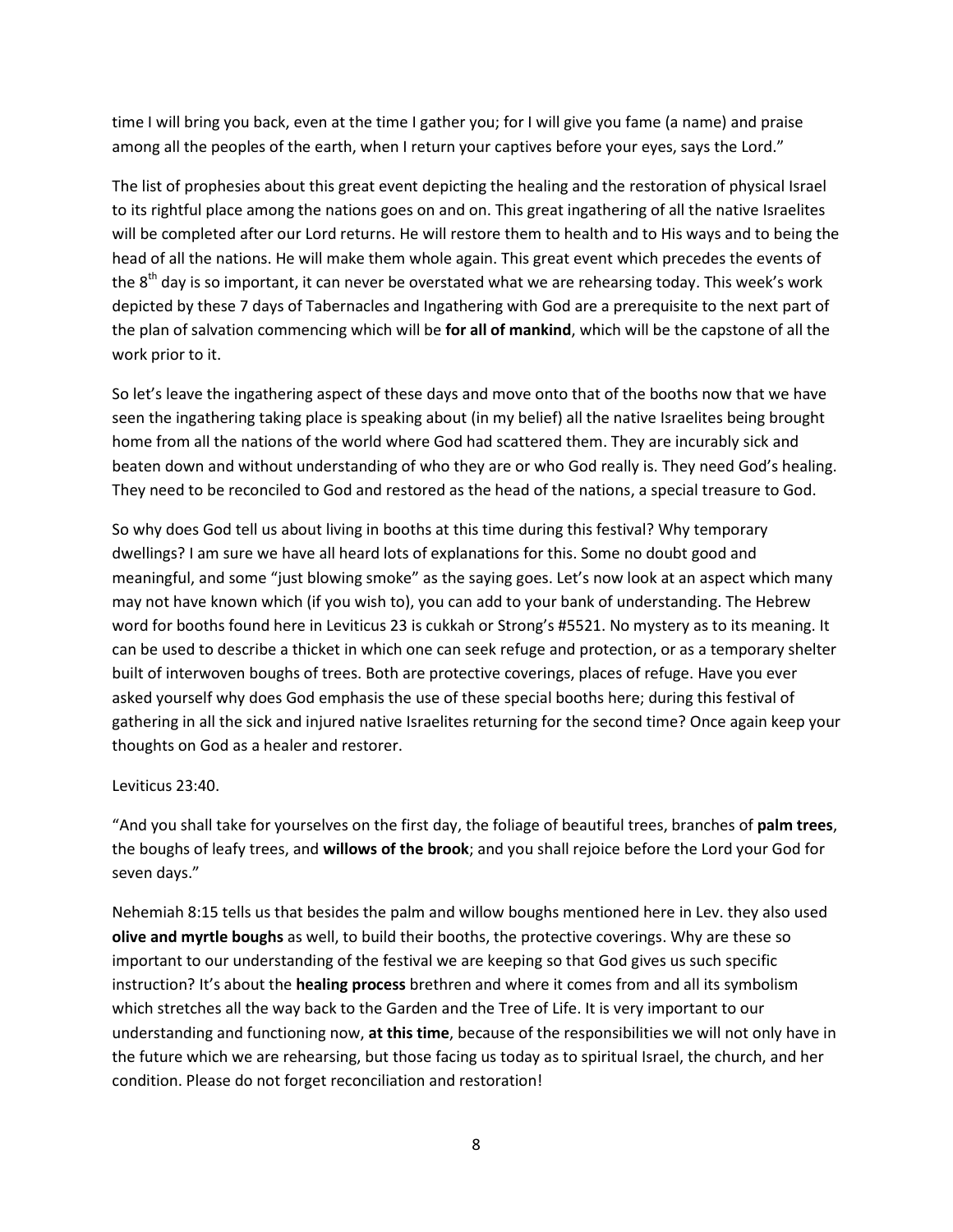time I will bring you back, even at the time I gather you; for I will give you fame (a name) and praise among all the peoples of the earth, when I return your captives before your eyes, says the Lord."

The list of prophesies about this great event depicting the healing and the restoration of physical Israel to its rightful place among the nations goes on and on. This great ingathering of all the native Israelites will be completed after our Lord returns. He will restore them to health and to His ways and to being the head of all the nations. He will make them whole again. This great event which precedes the events of the 8th day is so important, it can never be overstated what we are rehearsing today. This week's work depicted by these 7 days of Tabernacles and Ingathering with God are a prerequisite to the next part of the plan of salvation commencing which will be **for all of mankind**, which will be the capstone of all the work prior to it.

So let's leave the ingathering aspect of these days and move onto that of the booths now that we have seen the ingathering taking place is speaking about (in my belief) all the native Israelites being brought home from all the nations of the world where God had scattered them. They are incurably sick and beaten down and without understanding of who they are or who God really is. They need God's healing. They need to be reconciled to God and restored as the head of the nations, a special treasure to God.

So why does God tell us about living in booths at this time during this festival? Why temporary dwellings? I am sure we have all heard lots of explanations for this. Some no doubt good and meaningful, and some "just blowing smoke" as the saying goes. Let's now look at an aspect which many may not have known which (if you wish to), you can add to your bank of understanding. The Hebrew word for booths found here in Leviticus 23 is cukkah or Strong's #5521. No mystery as to its meaning. It can be used to describe a thicket in which one can seek refuge and protection, or as a temporary shelter built of interwoven boughs of trees. Both are protective coverings, places of refuge. Have you ever asked yourself why does God emphasis the use of these special booths here; during this festival of gathering in all the sick and injured native Israelites returning for the second time? Once again keep your thoughts on God as a healer and restorer.

Leviticus 23:40.

"And you shall take for yourselves on the first day, the foliage of beautiful trees, branches of **palm trees**, the boughs of leafy trees, and **willows of the brook**; and you shall rejoice before the Lord your God for seven days."

Nehemiah 8:15 tells us that besides the palm and willow boughs mentioned here in Lev. they also used **olive and myrtle boughs** as well, to build their booths, the protective coverings. Why are these so important to our understanding of the festival we are keeping so that God gives us such specific instruction? It's about the **healing process** brethren and where it comes from and all its symbolism which stretches all the way back to the Garden and the Tree of Life. It is very important to our understanding and functioning now, **at this time**, because of the responsibilities we will not only have in the future which we are rehearsing, but those facing us today as to spiritual Israel, the church, and her condition. Please do not forget reconciliation and restoration!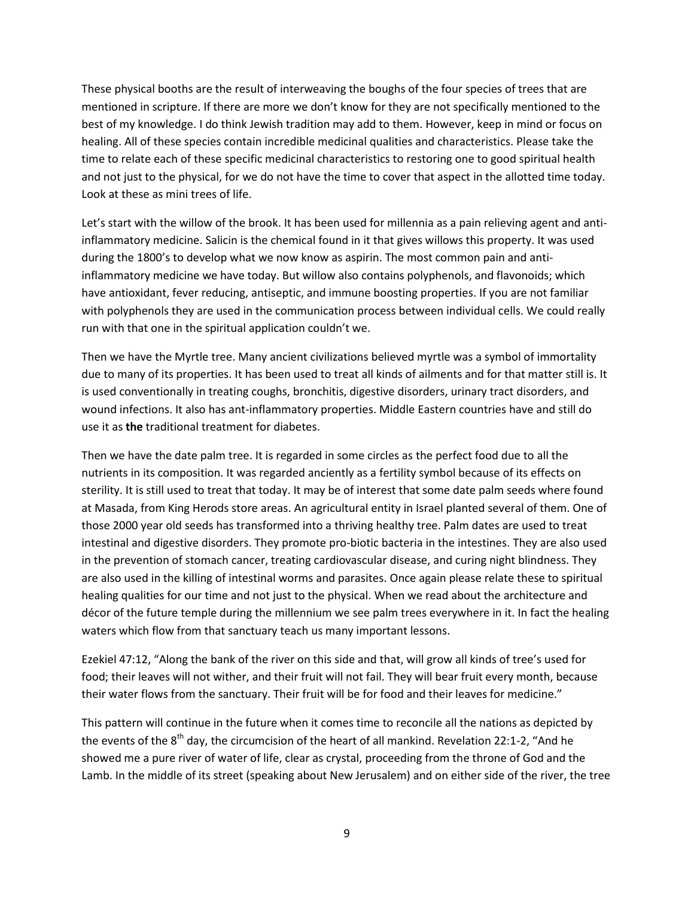These physical booths are the result of interweaving the boughs of the four species of trees that are mentioned in scripture. If there are more we don't know for they are not specifically mentioned to the best of my knowledge. I do think Jewish tradition may add to them. However, keep in mind or focus on healing. All of these species contain incredible medicinal qualities and characteristics. Please take the time to relate each of these specific medicinal characteristics to restoring one to good spiritual health and not just to the physical, for we do not have the time to cover that aspect in the allotted time today. Look at these as mini trees of life.

Let's start with the willow of the brook. It has been used for millennia as a pain relieving agent and anti-inflammatory medicine. Salicin is the chemical found in it that gives willows this property. It was used during the 1800's to develop what we now know as aspirin. The most common pain and anti-inflammatory medicine we have today. But willow also contains polyphenols, and flavonoids; which have antioxidant, fever reducing, antiseptic, and immune boosting properties. If you are not familiar with polyphenols they are used in the communication process between individual cells. We could really run with that one in the spiritual application couldn't we.

Then we have the Myrtle tree. Many ancient civilizations believed myrtle was a symbol of immortality due to many of its properties. It has been used to treat all kinds of ailments and for that matter still is. It is used conventionally in treating coughs, bronchitis, digestive disorders, urinary tract disorders, and wound infections. It also has ant-inflammatory properties. Middle Eastern countries have and still do use it as **the** traditional treatment for diabetes.

Then we have the date palm tree. It is regarded in some circles as the perfect food due to all the nutrients in its composition. It was regarded anciently as a fertility symbol because of its effects on sterility. It is still used to treat that today. It may be of interest that some date palm seeds where found at Masada, from King Herods store areas. An agricultural entity in Israel planted several of them. One of those 2000 year old seeds has transformed into a thriving healthy tree. Palm dates are used to treat intestinal and digestive disorders. They promote pro-biotic bacteria in the intestines. They are also used in the prevention of stomach cancer, treating cardiovascular disease, and curing night blindness. They are also used in the killing of intestinal worms and parasites. Once again please relate these to spiritual healing qualities for our time and not just to the physical. When we read about the architecture and décor of the future temple during the millennium we see palm trees everywhere in it. In fact the healing waters which flow from that sanctuary teach us many important lessons.

Ezekiel 47:12, "Along the bank of the river on this side and that, will grow all kinds of tree's used for food; their leaves will not wither, and their fruit will not fail. They will bear fruit every month, because their water flows from the sanctuary. Their fruit will be for food and their leaves for medicine."

This pattern will continue in the future when it comes time to reconcile all the nations as depicted by the events of the 8th day, the circumcision of the heart of all mankind. Revelation 22:1-2, "And he showed me a pure river of water of life, clear as crystal, proceeding from the throne of God and the Lamb. In the middle of its street (speaking about New Jerusalem) and on either side of the river, the tree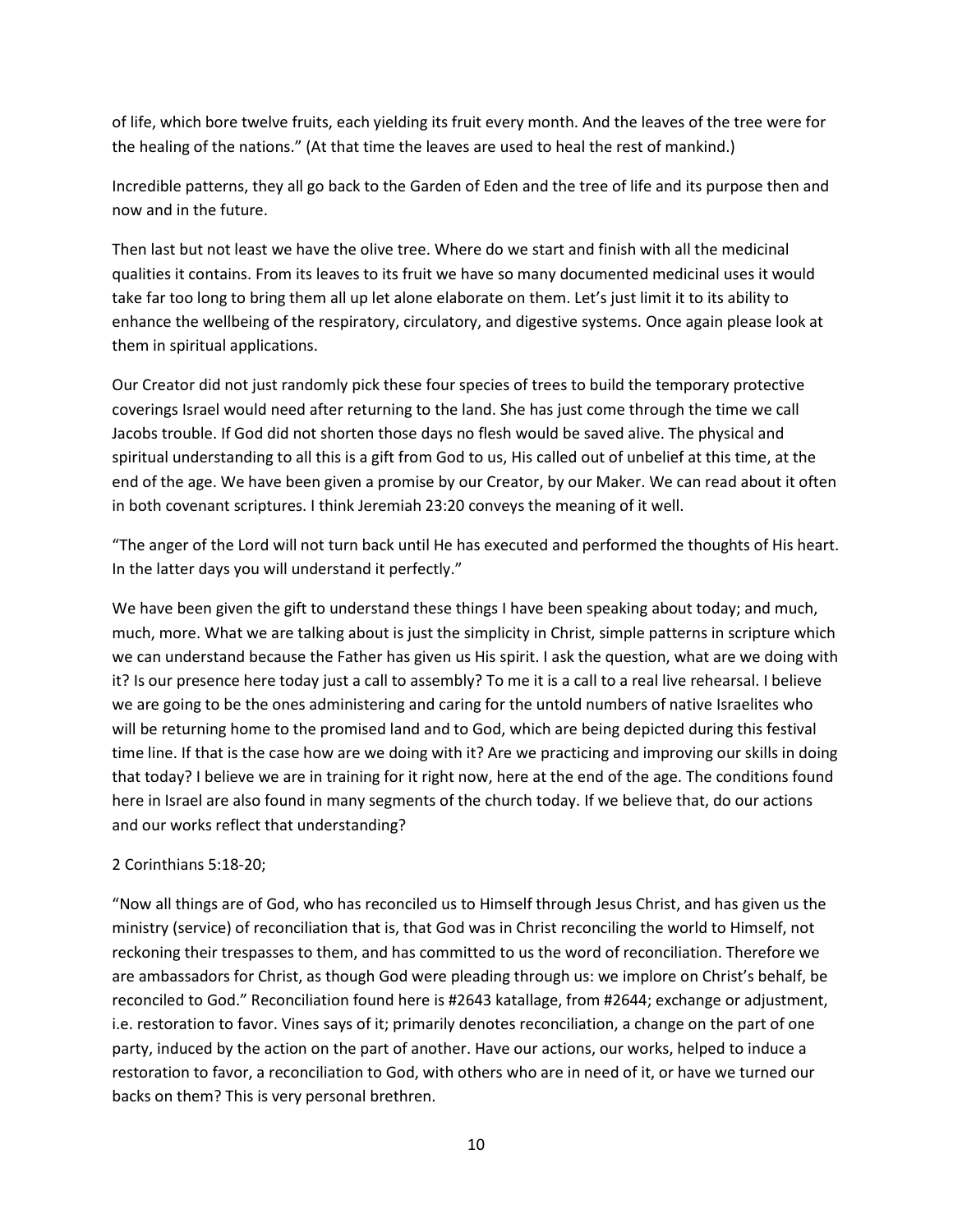of life, which bore twelve fruits, each yielding its fruit every month. And the leaves of the tree were for the healing of the nations." (At that time the leaves are used to heal the rest of mankind.)

Incredible patterns, they all go back to the Garden of Eden and the tree of life and its purpose then and now and in the future.

Then last but not least we have the olive tree. Where do we start and finish with all the medicinal qualities it contains. From its leaves to its fruit we have so many documented medicinal uses it would take far too long to bring them all up let alone elaborate on them. Let's just limit it to its ability to enhance the wellbeing of the respiratory, circulatory, and digestive systems. Once again please look at them in spiritual applications.

Our Creator did not just randomly pick these four species of trees to build the temporary protective coverings Israel would need after returning to the land. She has just come through the time we call Jacobs trouble. If God did not shorten those days no flesh would be saved alive. The physical and spiritual understanding to all this is a gift from God to us, His called out of unbelief at this time, at the end of the age. We have been given a promise by our Creator, by our Maker. We can read about it often in both covenant scriptures. I think Jeremiah 23:20 conveys the meaning of it well.

"The anger of the Lord will not turn back until He has executed and performed the thoughts of His heart. In the latter days you will understand it perfectly."

We have been given the gift to understand these things I have been speaking about today; and much, much, more. What we are talking about is just the simplicity in Christ, simple patterns in scripture which we can understand because the Father has given us His spirit. I ask the question, what are we doing with it? Is our presence here today just a call to assembly? To me it is a call to a real live rehearsal. I believe we are going to be the ones administering and caring for the untold numbers of native Israelites who will be returning home to the promised land and to God, which are being depicted during this festival time line. If that is the case how are we doing with it? Are we practicing and improving our skills in doing that today? I believe we are in training for it right now, here at the end of the age. The conditions found here in Israel are also found in many segments of the church today. If we believe that, do our actions and our works reflect that understanding?

2 Corinthians 5:18-20;

"Now all things are of God, who has reconciled us to Himself through Jesus Christ, and has given us the ministry (service) of reconciliation that is, that God was in Christ reconciling the world to Himself, not reckoning their trespasses to them, and has committed to us the word of reconciliation. Therefore we are ambassadors for Christ, as though God were pleading through us: we implore on Christ's behalf, be reconciled to God." Reconciliation found here is #2643 katallage, from #2644; exchange or adjustment, i.e. restoration to favor. Vines says of it; primarily denotes reconciliation, a change on the part of one party, induced by the action on the part of another. Have our actions, our works, helped to induce a restoration to favor, a reconciliation to God, with others who are in need of it, or have we turned our backs on them? This is very personal brethren.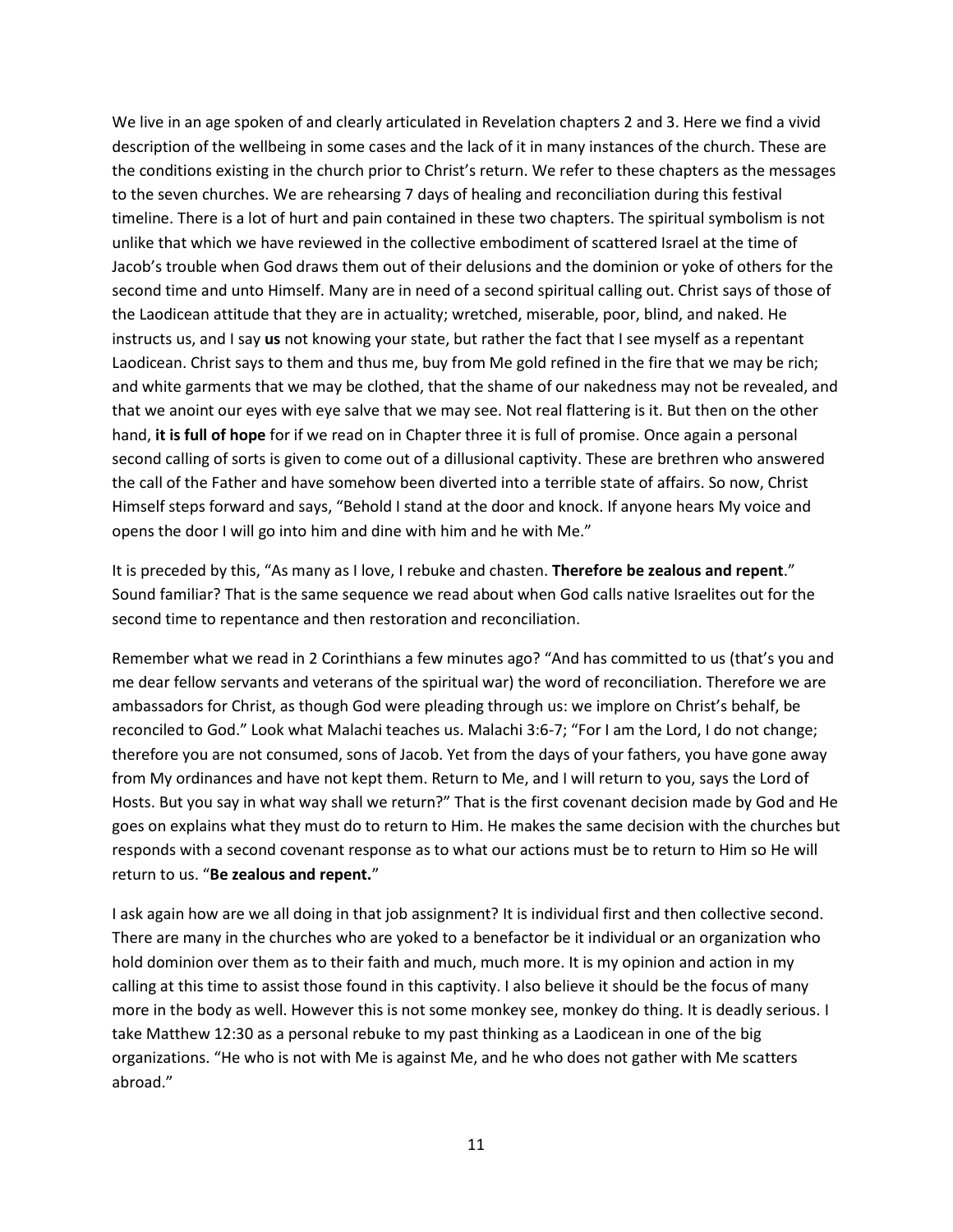We live in an age spoken of and clearly articulated in Revelation chapters 2 and 3. Here we find a vivid description of the wellbeing in some cases and the lack of it in many instances of the church. These are the conditions existing in the church prior to Christ's return. We refer to these chapters as the messages to the seven churches. We are rehearsing 7 days of healing and reconciliation during this festival timeline. There is a lot of hurt and pain contained in these two chapters. The spiritual symbolism is not unlike that which we have reviewed in the collective embodiment of scattered Israel at the time of Jacob's trouble when God draws them out of their delusions and the dominion or yoke of others for the second time and unto Himself. Many are in need of a second spiritual calling out. Christ says of those of the Laodicean attitude that they are in actuality; wretched, miserable, poor, blind, and naked. He instructs us, and I say **us** not knowing your state, but rather the fact that I see myself as a repentant Laodicean. Christ says to them and thus me, buy from Me gold refined in the fire that we may be rich; and white garments that we may be clothed, that the shame of our nakedness may not be revealed, and that we anoint our eyes with eye salve that we may see. Not real flattering is it. But then on the other hand, **it is full of hope** for if we read on in Chapter three it is full of promise. Once again a personal second calling of sorts is given to come out of a dillusional captivity. These are brethren who answered the call of the Father and have somehow been diverted into a terrible state of affairs. So now, Christ Himself steps forward and says, "Behold I stand at the door and knock. If anyone hears My voice and opens the door I will go into him and dine with him and he with Me."

It is preceded by this, "As many as I love, I rebuke and chasten. **Therefore be zealous and repent**." Sound familiar? That is the same sequence we read about when God calls native Israelites out for the second time to repentance and then restoration and reconciliation.

Remember what we read in 2 Corinthians a few minutes ago? "And has committed to us (that's you and me dear fellow servants and veterans of the spiritual war) the word of reconciliation. Therefore we are ambassadors for Christ, as though God were pleading through us: we implore on Christ's behalf, be reconciled to God." Look what Malachi teaches us. Malachi 3:6-7; "For I am the Lord, I do not change; therefore you are not consumed, sons of Jacob. Yet from the days of your fathers, you have gone away from My ordinances and have not kept them. Return to Me, and I will return to you, says the Lord of Hosts. But you say in what way shall we return?" That is the first covenant decision made by God and He goes on explains what they must do to return to Him. He makes the same decision with the churches but responds with a second covenant response as to what our actions must be to return to Him so He will return to us. "**Be zealous and repent.**"

I ask again how are we all doing in that job assignment? It is individual first and then collective second. There are many in the churches who are yoked to a benefactor be it individual or an organization who hold dominion over them as to their faith and much, much more. It is my opinion and action in my calling at this time to assist those found in this captivity. I also believe it should be the focus of many more in the body as well. However this is not some monkey see, monkey do thing. It is deadly serious. I take Matthew 12:30 as a personal rebuke to my past thinking as a Laodicean in one of the big organizations. "He who is not with Me is against Me, and he who does not gather with Me scatters abroad."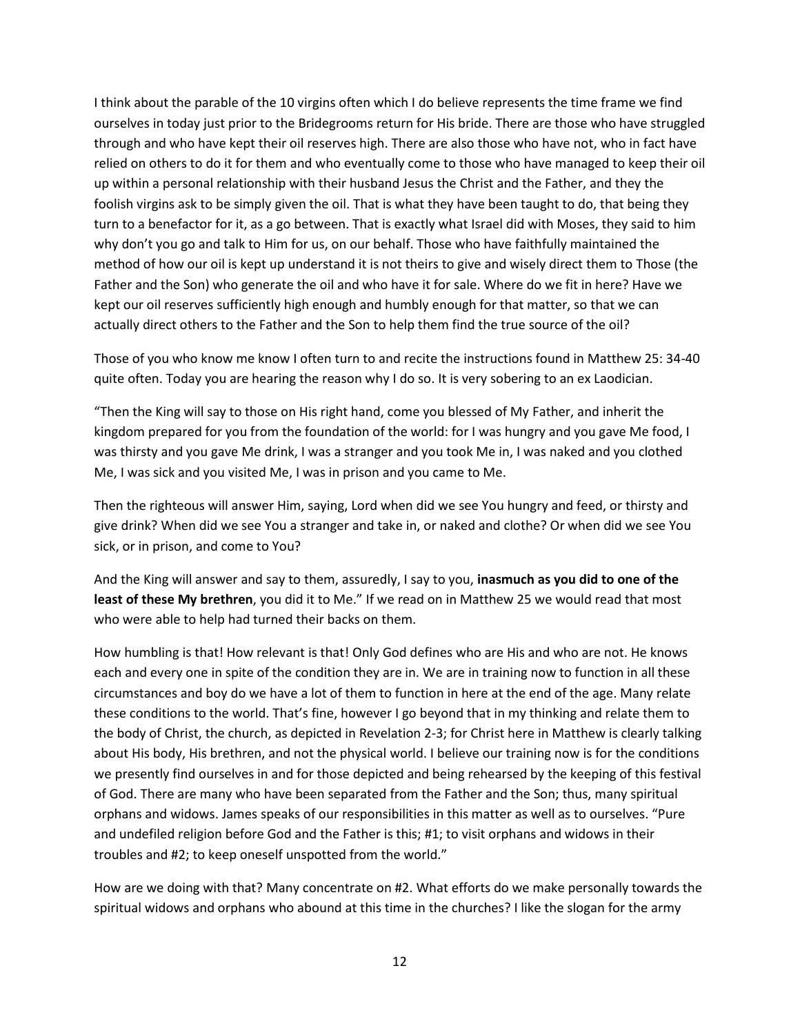I think about the parable of the 10 virgins often which I do believe represents the time frame we find ourselves in today just prior to the Bridegrooms return for His bride. There are those who have struggled through and who have kept their oil reserves high. There are also those who have not, who in fact have relied on others to do it for them and who eventually come to those who have managed to keep their oil up within a personal relationship with their husband Jesus the Christ and the Father, and they the foolish virgins ask to be simply given the oil. That is what they have been taught to do, that being they turn to a benefactor for it, as a go between. That is exactly what Israel did with Moses, they said to him why don't you go and talk to Him for us, on our behalf. Those who have faithfully maintained the method of how our oil is kept up understand it is not theirs to give and wisely direct them to Those (the Father and the Son) who generate the oil and who have it for sale. Where do we fit in here? Have we kept our oil reserves sufficiently high enough and humbly enough for that matter, so that we can actually direct others to the Father and the Son to help them find the true source of the oil?

Those of you who know me know I often turn to and recite the instructions found in Matthew 25: 34-40 quite often. Today you are hearing the reason why I do so. It is very sobering to an ex Laodician.

"Then the King will say to those on His right hand, come you blessed of My Father, and inherit the kingdom prepared for you from the foundation of the world: for I was hungry and you gave Me food, I was thirsty and you gave Me drink, I was a stranger and you took Me in, I was naked and you clothed Me, I was sick and you visited Me, I was in prison and you came to Me.

Then the righteous will answer Him, saying, Lord when did we see You hungry and feed, or thirsty and give drink? When did we see You a stranger and take in, or naked and clothe? Or when did we see You sick, or in prison, and come to You?

And the King will answer and say to them, assuredly, I say to you, **inasmuch as you did to one of the least of these My brethren**, you did it to Me." If we read on in Matthew 25 we would read that most who were able to help had turned their backs on them.

How humbling is that! How relevant is that! Only God defines who are His and who are not. He knows each and every one in spite of the condition they are in. We are in training now to function in all these circumstances and boy do we have a lot of them to function in here at the end of the age. Many relate these conditions to the world. That's fine, however I go beyond that in my thinking and relate them to the body of Christ, the church, as depicted in Revelation 2-3; for Christ here in Matthew is clearly talking about His body, His brethren, and not the physical world. I believe our training now is for the conditions we presently find ourselves in and for those depicted and being rehearsed by the keeping of this festival of God. There are many who have been separated from the Father and the Son; thus, many spiritual orphans and widows. James speaks of our responsibilities in this matter as well as to ourselves. "Pure and undefiled religion before God and the Father is this; #1; to visit orphans and widows in their troubles and #2; to keep oneself unspotted from the world."

How are we doing with that? Many concentrate on #2. What efforts do we make personally towards the spiritual widows and orphans who abound at this time in the churches? I like the slogan for the army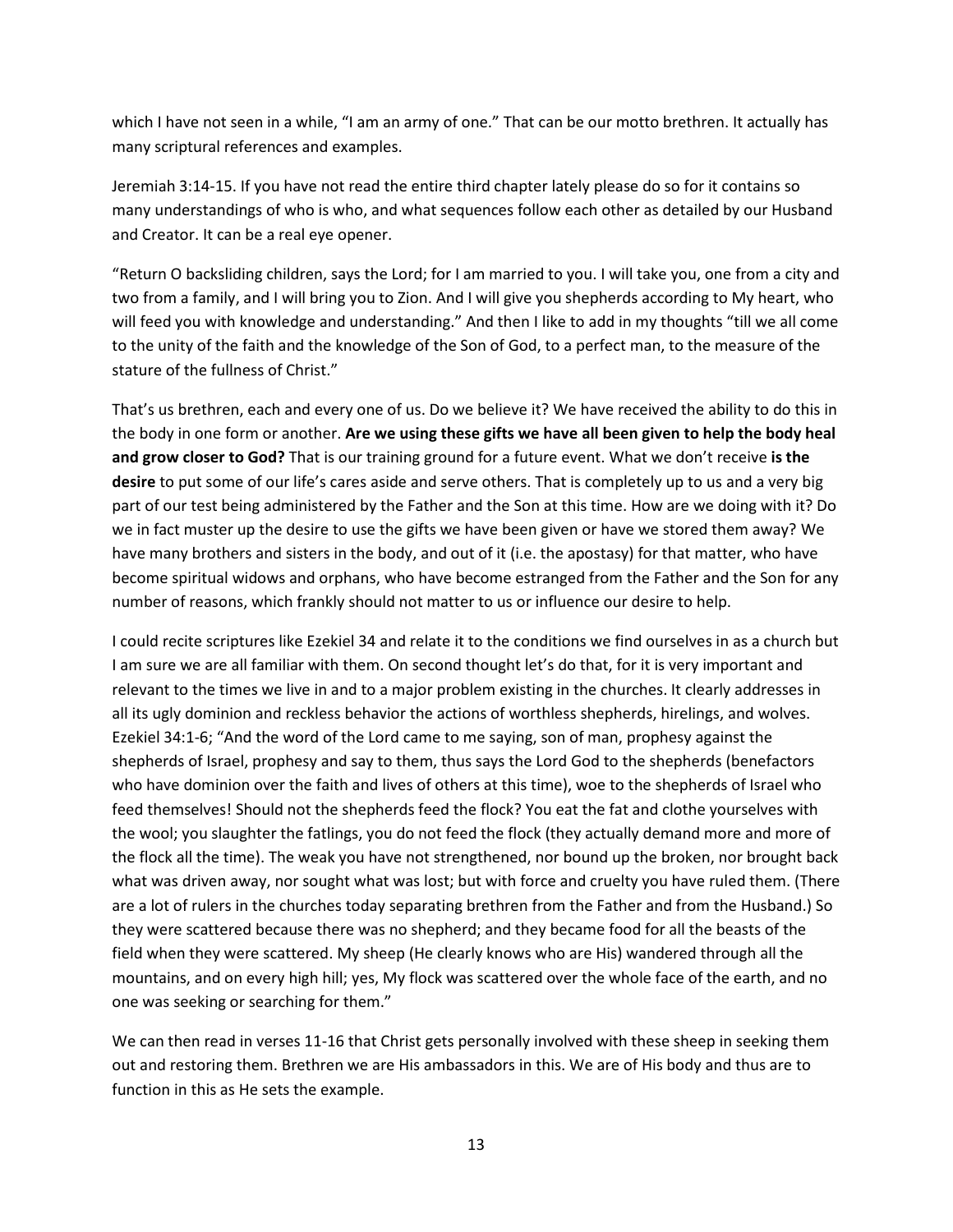which I have not seen in a while, "I am an army of one." That can be our motto brethren. It actually has many scriptural references and examples.

Jeremiah 3:14-15. If you have not read the entire third chapter lately please do so for it contains so many understandings of who is who, and what sequences follow each other as detailed by our Husband and Creator. It can be a real eye opener.

"Return O backsliding children, says the Lord; for I am married to you. I will take you, one from a city and two from a family, and I will bring you to Zion. And I will give you shepherds according to My heart, who will feed you with knowledge and understanding." And then I like to add in my thoughts "till we all come to the unity of the faith and the knowledge of the Son of God, to a perfect man, to the measure of the stature of the fullness of Christ."

That's us brethren, each and every one of us. Do we believe it? We have received the ability to do this in the body in one form or another. **Are we using these gifts we have all been given to help the body heal and grow closer to God?** That is our training ground for a future event. What we don't receive **is the desire** to put some of our life's cares aside and serve others. That is completely up to us and a very big part of our test being administered by the Father and the Son at this time. How are we doing with it? Do we in fact muster up the desire to use the gifts we have been given or have we stored them away? We have many brothers and sisters in the body, and out of it (i.e. the apostasy) for that matter, who have become spiritual widows and orphans, who have become estranged from the Father and the Son for any number of reasons, which frankly should not matter to us or influence our desire to help.

I could recite scriptures like Ezekiel 34 and relate it to the conditions we find ourselves in as a church but I am sure we are all familiar with them. On second thought let's do that, for it is very important and relevant to the times we live in and to a major problem existing in the churches. It clearly addresses in all its ugly dominion and reckless behavior the actions of worthless shepherds, hirelings, and wolves. Ezekiel 34:1-6; "And the word of the Lord came to me saying, son of man, prophesy against the shepherds of Israel, prophesy and say to them, thus says the Lord God to the shepherds (benefactors who have dominion over the faith and lives of others at this time), woe to the shepherds of Israel who feed themselves! Should not the shepherds feed the flock? You eat the fat and clothe yourselves with the wool; you slaughter the fatlings, you do not feed the flock (they actually demand more and more of the flock all the time). The weak you have not strengthened, nor bound up the broken, nor brought back what was driven away, nor sought what was lost; but with force and cruelty you have ruled them. (There are a lot of rulers in the churches today separating brethren from the Father and from the Husband.) So they were scattered because there was no shepherd; and they became food for all the beasts of the field when they were scattered. My sheep (He clearly knows who are His) wandered through all the mountains, and on every high hill; yes, My flock was scattered over the whole face of the earth, and no one was seeking or searching for them."

We can then read in verses 11-16 that Christ gets personally involved with these sheep in seeking them out and restoring them. Brethren we are His ambassadors in this. We are of His body and thus are to function in this as He sets the example.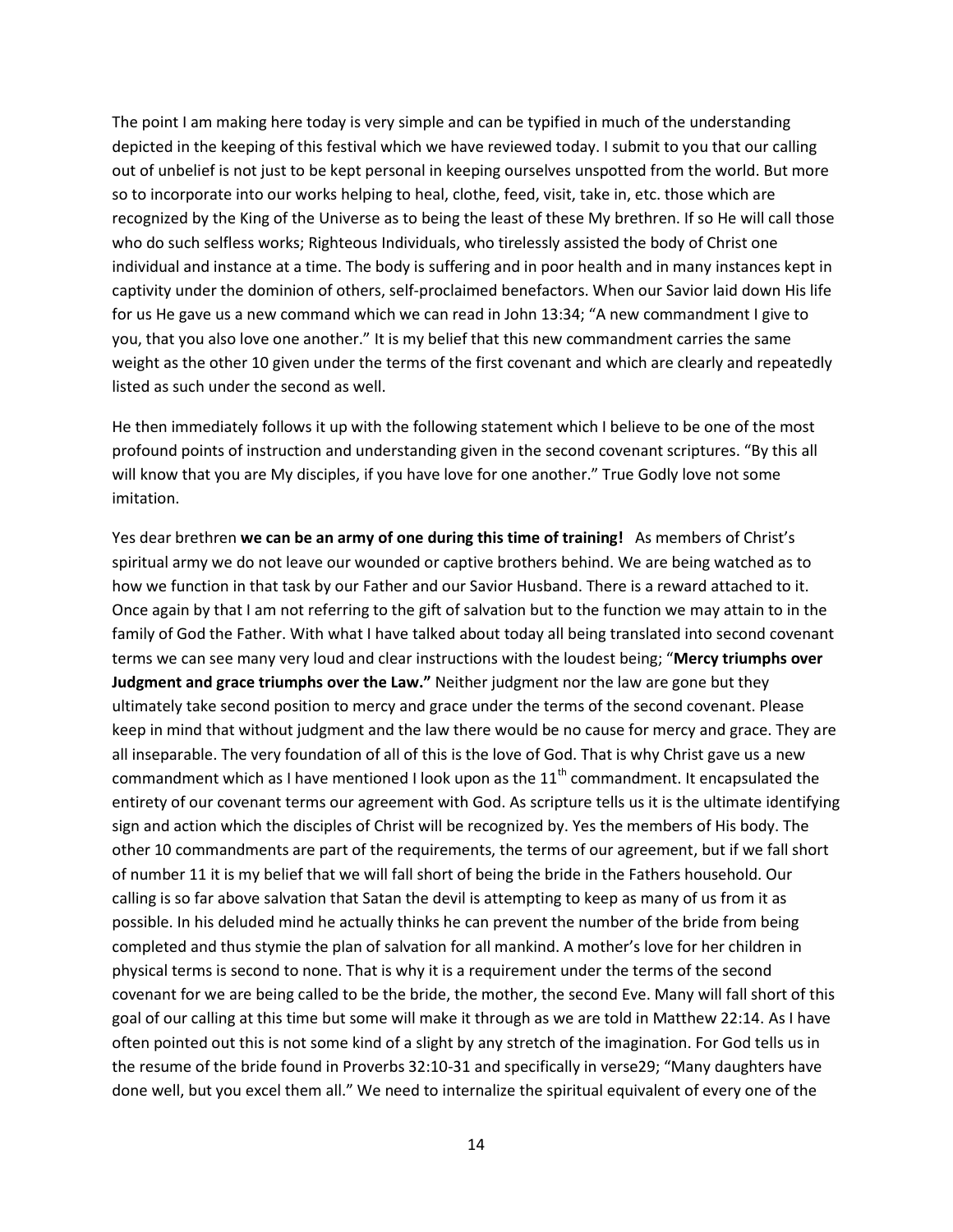The point I am making here today is very simple and can be typified in much of the understanding depicted in the keeping of this festival which we have reviewed today. I submit to you that our calling out of unbelief is not just to be kept personal in keeping ourselves unspotted from the world. But more so to incorporate into our works helping to heal, clothe, feed, visit, take in, etc. those which are recognized by the King of the Universe as to being the least of these My brethren. If so He will call those who do such selfless works; Righteous Individuals, who tirelessly assisted the body of Christ one individual and instance at a time. The body is suffering and in poor health and in many instances kept in captivity under the dominion of others, self-proclaimed benefactors. When our Savior laid down His life for us He gave us a new command which we can read in John 13:34; "A new commandment I give to you, that you also love one another." It is my belief that this new commandment carries the same weight as the other 10 given under the terms of the first covenant and which are clearly and repeatedly listed as such under the second as well.

He then immediately follows it up with the following statement which I believe to be one of the most profound points of instruction and understanding given in the second covenant scriptures. "By this all will know that you are My disciples, if you have love for one another." True Godly love not some imitation.

Yes dear brethren **we can be an army of one during this time of training!** As members of Christ's spiritual army we do not leave our wounded or captive brothers behind. We are being watched as to how we function in that task by our Father and our Savior Husband. There is a reward attached to it. Once again by that I am not referring to the gift of salvation but to the function we may attain to in the family of God the Father. With what I have talked about today all being translated into second covenant terms we can see many very loud and clear instructions with the loudest being; "**Mercy triumphs over Judgment and grace triumphs over the Law.**" Neither judgment nor the law are gone but they ultimately take second position to mercy and grace under the terms of the second covenant. Please keep in mind that without judgment and the law there would be no cause for mercy and grace. They are all inseparable. The very foundation of all of this is the love of God. That is why Christ gave us a new commandment which as I have mentioned I look upon as the 11th commandment. It encapsulated the entirety of our covenant terms our agreement with God. As scripture tells us it is the ultimate identifying sign and action which the disciples of Christ will be recognized by. Yes the members of His body. The other 10 commandments are part of the requirements, the terms of our agreement, but if we fall short of number 11 it is my belief that we will fall short of being the bride in the Fathers household. Our calling is so far above salvation that Satan the devil is attempting to keep as many of us from it as possible. In his deluded mind he actually thinks he can prevent the number of the bride from being completed and thus stymie the plan of salvation for all mankind. A mother's love for her children in physical terms is second to none. That is why it is a requirement under the terms of the second covenant for we are being called to be the bride, the mother, the second Eve. Many will fall short of this goal of our calling at this time but some will make it through as we are told in Matthew 22:14. As I have often pointed out this is not some kind of a slight by any stretch of the imagination. For God tells us in the resume of the bride found in Proverbs 32:10-31 and specifically in verse29; "Many daughters have done well, but you excel them all." We need to internalize the spiritual equivalent of every one of the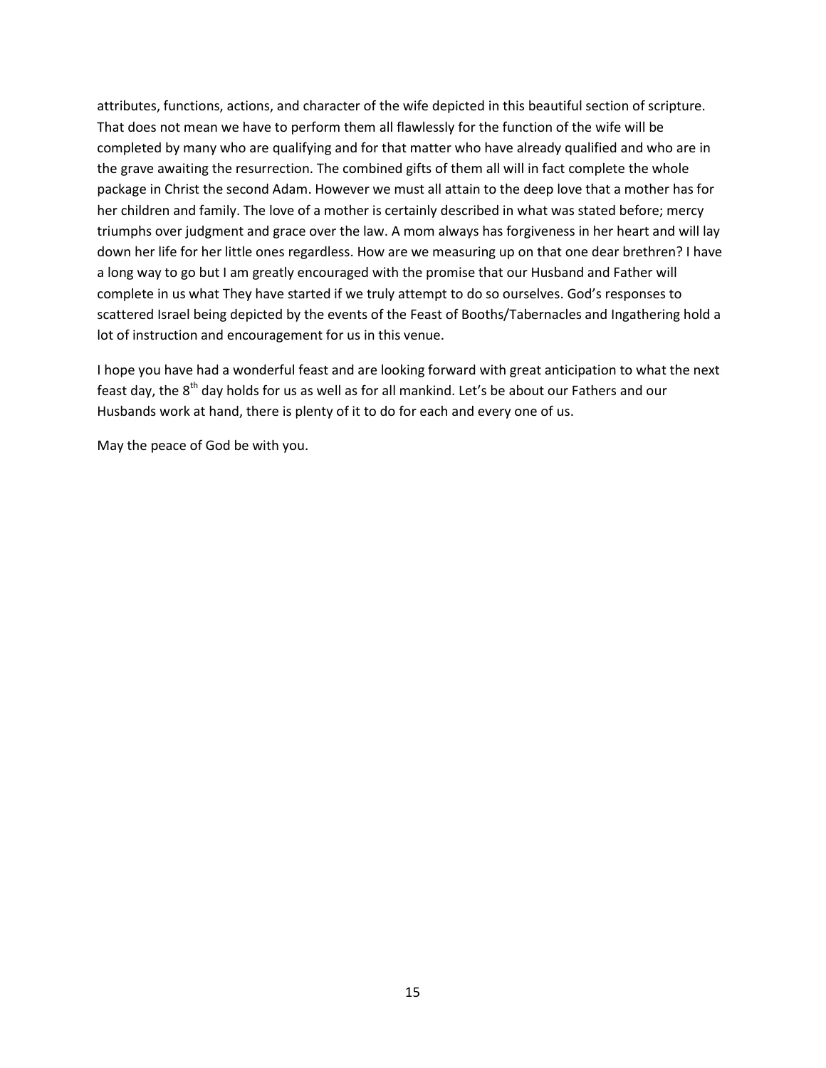attributes, functions, actions, and character of the wife depicted in this beautiful section of scripture. That does not mean we have to perform them all flawlessly for the function of the wife will be completed by many who are qualifying and for that matter who have already qualified and who are in the grave awaiting the resurrection. The combined gifts of them all will in fact complete the whole package in Christ the second Adam. However we must all attain to the deep love that a mother has for her children and family. The love of a mother is certainly described in what was stated before; mercy triumphs over judgment and grace over the law. A mom always has forgiveness in her heart and will lay down her life for her little ones regardless. How are we measuring up on that one dear brethren? I have a long way to go but I am greatly encouraged with the promise that our Husband and Father will complete in us what They have started if we truly attempt to do so ourselves. God's responses to scattered Israel being depicted by the events of the Feast of Booths/Tabernacles and Ingathering hold a lot of instruction and encouragement for us in this venue.

I hope you have had a wonderful feast and are looking forward with great anticipation to what the next feast day, the 8th day holds for us as well as for all mankind. Let's be about our Fathers and our Husbands work at hand, there is plenty of it to do for each and every one of us.

May the peace of God be with you.